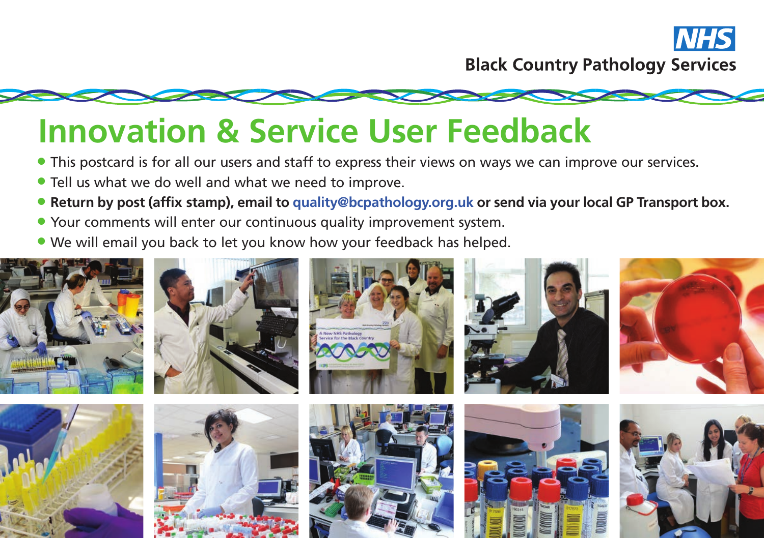NHS

Black Country Pathology Services

# Innovation & Service User Feedback

- This postcard is for all our users and staff to express their views on ways we can improve our services.
- Tell us what we do well and what we need to improve.
- **Return by post (affix stamp), email to quality@bcpathology.org.uk or send via your local GP Transport box.**
- Your comments will enter our continuous quality improvement system.
- We will email you back to let you know how your feedback has helped.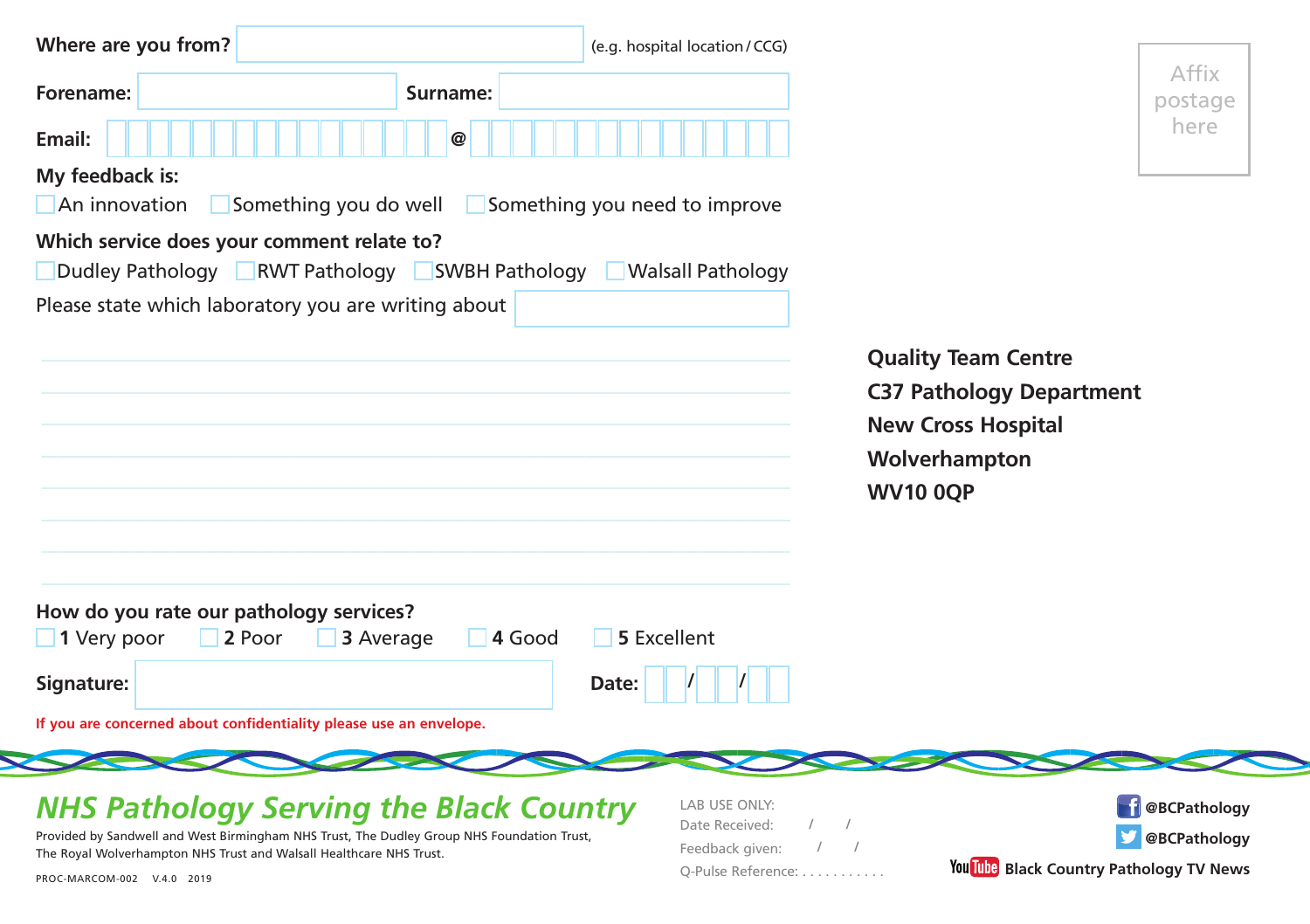**Where are you from?** (e.g. hospital location / CCG)

**Forename:** **Surname:**

**Email:** @

**My feedback is:**

☐ An innovation ☐ Something you do well ☐ Something you need to improve

**Which service does your comment relate to?**

☐ Dudley Pathology ☐ RWT Pathology ☐ SWBH Pathology ☐ Walsall Pathology

Please state which laboratory you are writing about

**How do you rate our pathology services?**

☐ **1** Very poor ☐ **2** Poor ☐ **3** Average ☐ **4** Good ☐ **5** Excellent

**Signature:** **Date:** / /

**If you are concerned about confidentiality please use an envelope.**

Affix postage here

**Quality Team Centre**
**C37 Pathology Department**
**New Cross Hospital**
**Wolverhampton**
**WV10 0QP**

## *NHS Pathology Serving the Black Country*

Provided by Sandwell and West Birmingham NHS Trust, The Dudley Group NHS Foundation Trust, The Royal Wolverhampton NHS Trust and Walsall Healthcare NHS Trust.

PROC-MARCOM-002 V.4.0 2019

LAB USE ONLY:
Date Received: / /
Feedback given: / /
Q-Pulse Reference: . . . . . . . . . . .

**@BCPathology**
**@BCPathology**
YouTube **Black Country Pathology TV News**